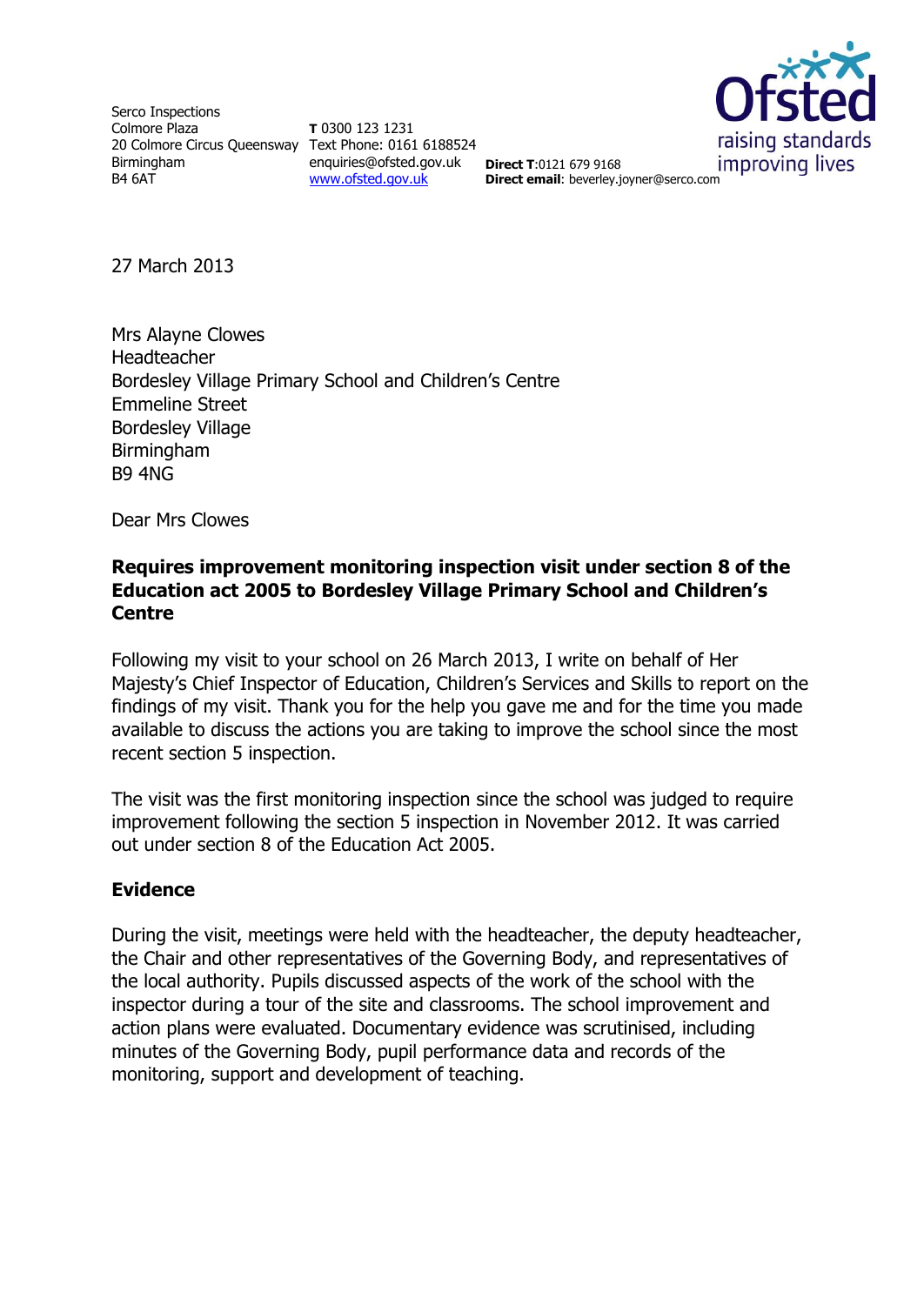Serco Inspections
Colmore Plaza
20 Colmore Circus Queensway
Birmingham
B4 6AT

**T** 0300 123 1231
Text Phone: 0161 6188524
enquiries@ofsted.gov.uk
[www.ofsted.gov.uk](http://www.ofsted.gov.uk)

**Direct T**:0121 679 9168
**Direct email**: beverley.joyner@serco.com

27 March 2013

Mrs Alayne Clowes
Headteacher
Bordesley Village Primary School and Children's Centre
Emmeline Street
Bordesley Village
Birmingham
B9 4NG

Dear Mrs Clowes

**Requires improvement monitoring inspection visit under section 8 of the Education act 2005 to Bordesley Village Primary School and Children's Centre**

Following my visit to your school on 26 March 2013, I write on behalf of Her Majesty's Chief Inspector of Education, Children's Services and Skills to report on the findings of my visit. Thank you for the help you gave me and for the time you made available to discuss the actions you are taking to improve the school since the most recent section 5 inspection.

The visit was the first monitoring inspection since the school was judged to require improvement following the section 5 inspection in November 2012. It was carried out under section 8 of the Education Act 2005.

## Evidence

During the visit, meetings were held with the headteacher, the deputy headteacher, the Chair and other representatives of the Governing Body, and representatives of the local authority. Pupils discussed aspects of the work of the school with the inspector during a tour of the site and classrooms. The school improvement and action plans were evaluated. Documentary evidence was scrutinised, including minutes of the Governing Body, pupil performance data and records of the monitoring, support and development of teaching.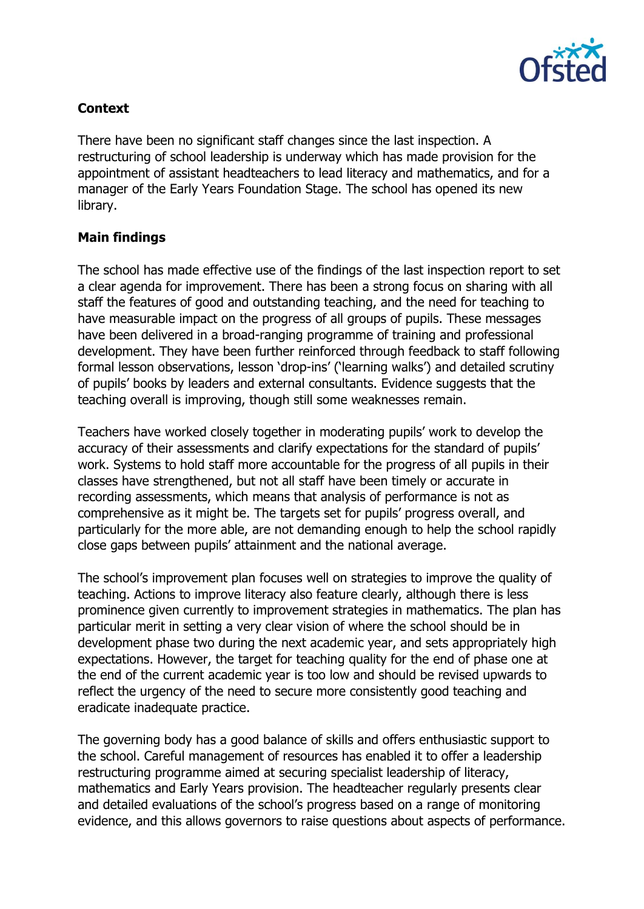**Context**

There have been no significant staff changes since the last inspection. A restructuring of school leadership is underway which has made provision for the appointment of assistant headteachers to lead literacy and mathematics, and for a manager of the Early Years Foundation Stage. The school has opened its new library.

**Main findings**

The school has made effective use of the findings of the last inspection report to set a clear agenda for improvement. There has been a strong focus on sharing with all staff the features of good and outstanding teaching, and the need for teaching to have measurable impact on the progress of all groups of pupils. These messages have been delivered in a broad-ranging programme of training and professional development. They have been further reinforced through feedback to staff following formal lesson observations, lesson 'drop-ins' ('learning walks') and detailed scrutiny of pupils' books by leaders and external consultants. Evidence suggests that the teaching overall is improving, though still some weaknesses remain.

Teachers have worked closely together in moderating pupils' work to develop the accuracy of their assessments and clarify expectations for the standard of pupils' work. Systems to hold staff more accountable for the progress of all pupils in their classes have strengthened, but not all staff have been timely or accurate in recording assessments, which means that analysis of performance is not as comprehensive as it might be. The targets set for pupils' progress overall, and particularly for the more able, are not demanding enough to help the school rapidly close gaps between pupils' attainment and the national average.

The school's improvement plan focuses well on strategies to improve the quality of teaching. Actions to improve literacy also feature clearly, although there is less prominence given currently to improvement strategies in mathematics. The plan has particular merit in setting a very clear vision of where the school should be in development phase two during the next academic year, and sets appropriately high expectations. However, the target for teaching quality for the end of phase one at the end of the current academic year is too low and should be revised upwards to reflect the urgency of the need to secure more consistently good teaching and eradicate inadequate practice.

The governing body has a good balance of skills and offers enthusiastic support to the school. Careful management of resources has enabled it to offer a leadership restructuring programme aimed at securing specialist leadership of literacy, mathematics and Early Years provision. The headteacher regularly presents clear and detailed evaluations of the school's progress based on a range of monitoring evidence, and this allows governors to raise questions about aspects of performance.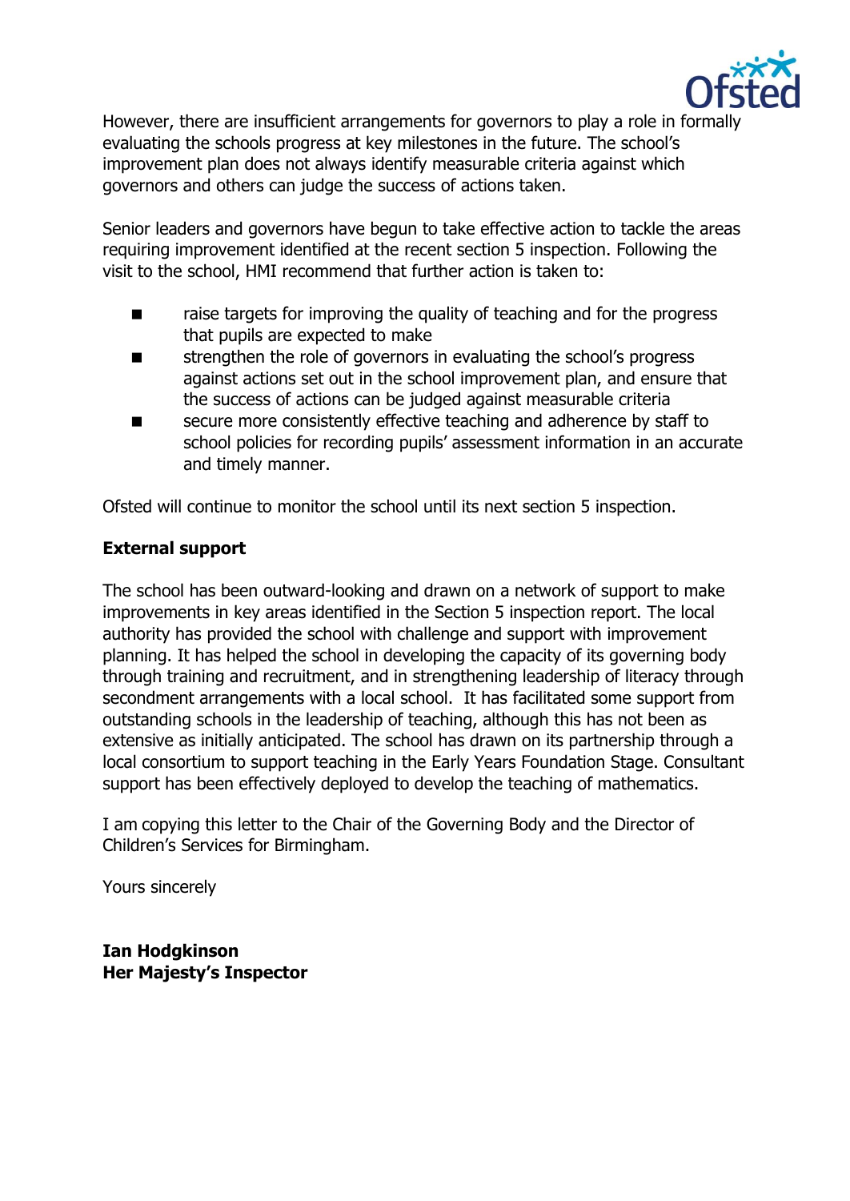However, there are insufficient arrangements for governors to play a role in formally evaluating the schools progress at key milestones in the future. The school's improvement plan does not always identify measurable criteria against which governors and others can judge the success of actions taken.

Senior leaders and governors have begun to take effective action to tackle the areas requiring improvement identified at the recent section 5 inspection. Following the visit to the school, HMI recommend that further action is taken to:

- raise targets for improving the quality of teaching and for the progress that pupils are expected to make
- strengthen the role of governors in evaluating the school's progress against actions set out in the school improvement plan, and ensure that the success of actions can be judged against measurable criteria
- secure more consistently effective teaching and adherence by staff to school policies for recording pupils' assessment information in an accurate and timely manner.

Ofsted will continue to monitor the school until its next section 5 inspection.

**External support**

The school has been outward-looking and drawn on a network of support to make improvements in key areas identified in the Section 5 inspection report. The local authority has provided the school with challenge and support with improvement planning. It has helped the school in developing the capacity of its governing body through training and recruitment, and in strengthening leadership of literacy through secondment arrangements with a local school. It has facilitated some support from outstanding schools in the leadership of teaching, although this has not been as extensive as initially anticipated. The school has drawn on its partnership through a local consortium to support teaching in the Early Years Foundation Stage. Consultant support has been effectively deployed to develop the teaching of mathematics.

I am copying this letter to the Chair of the Governing Body and the Director of Children's Services for Birmingham.

Yours sincerely

**Ian Hodgkinson**
**Her Majesty's Inspector**